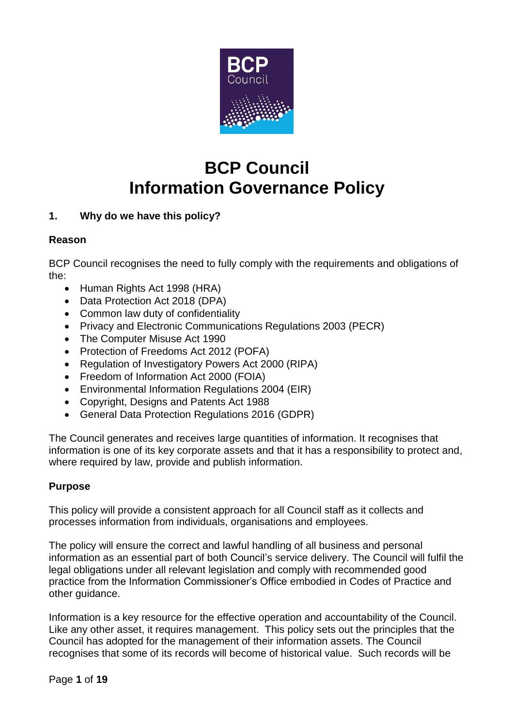# BCP Council
# Information Governance Policy

## 1. Why do we have this policy?

### Reason

BCP Council recognises the need to fully comply with the requirements and obligations of the:

- Human Rights Act 1998 (HRA)
- Data Protection Act 2018 (DPA)
- Common law duty of confidentiality
- Privacy and Electronic Communications Regulations 2003 (PECR)
- The Computer Misuse Act 1990
- Protection of Freedoms Act 2012 (POFA)
- Regulation of Investigatory Powers Act 2000 (RIPA)
- Freedom of Information Act 2000 (FOIA)
- Environmental Information Regulations 2004 (EIR)
- Copyright, Designs and Patents Act 1988
- General Data Protection Regulations 2016 (GDPR)

The Council generates and receives large quantities of information. It recognises that information is one of its key corporate assets and that it has a responsibility to protect and, where required by law, provide and publish information.

### Purpose

This policy will provide a consistent approach for all Council staff as it collects and processes information from individuals, organisations and employees.

The policy will ensure the correct and lawful handling of all business and personal information as an essential part of both Council's service delivery. The Council will fulfil the legal obligations under all relevant legislation and comply with recommended good practice from the Information Commissioner's Office embodied in Codes of Practice and other guidance.

Information is a key resource for the effective operation and accountability of the Council. Like any other asset, it requires management. This policy sets out the principles that the Council has adopted for the management of their information assets. The Council recognises that some of its records will become of historical value. Such records will be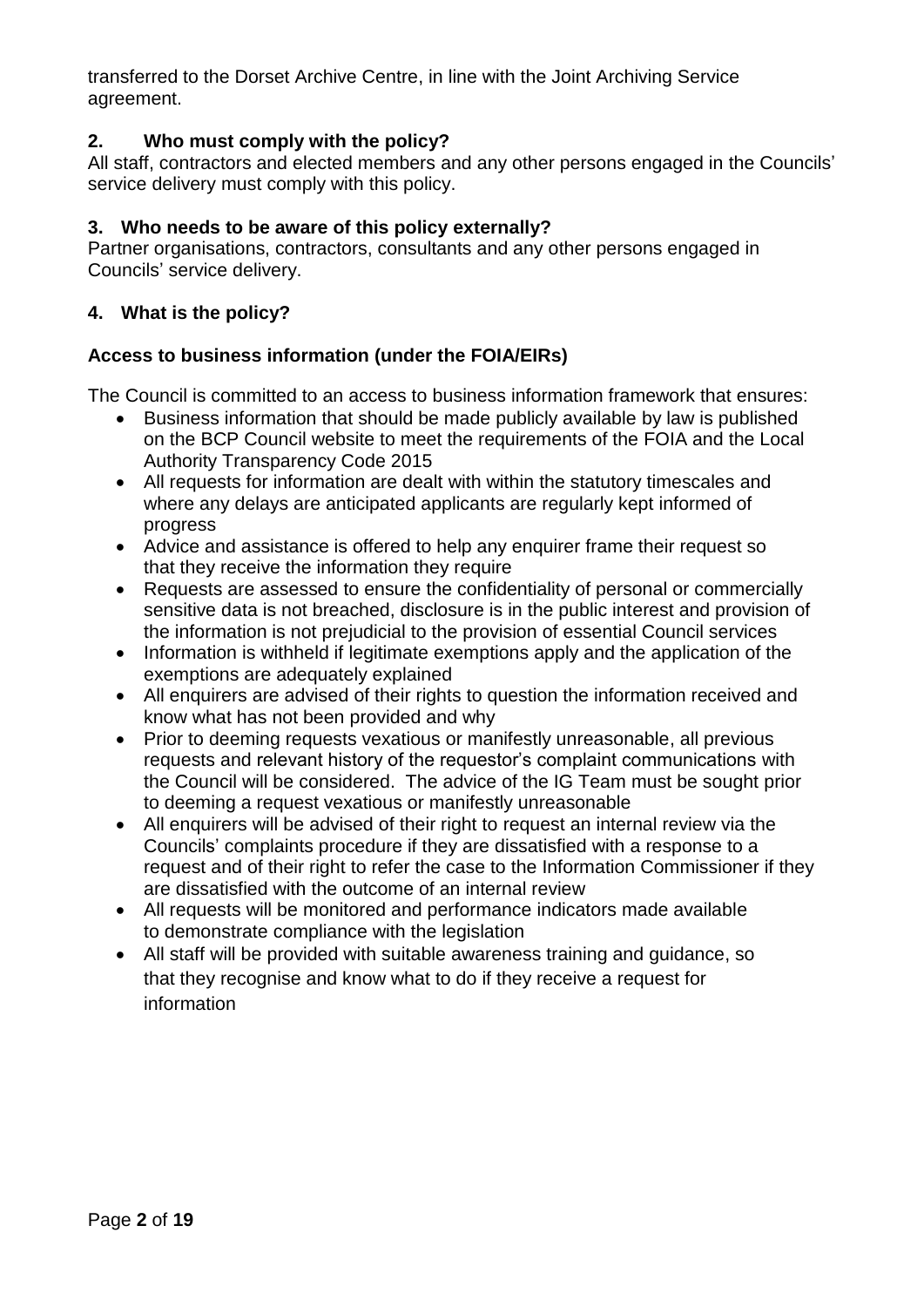transferred to the Dorset Archive Centre, in line with the Joint Archiving Service agreement.

## 2. Who must comply with the policy?

All staff, contractors and elected members and any other persons engaged in the Councils' service delivery must comply with this policy.

## 3. Who needs to be aware of this policy externally?

Partner organisations, contractors, consultants and any other persons engaged in Councils' service delivery.

## 4. What is the policy?

### Access to business information (under the FOIA/EIRs)

The Council is committed to an access to business information framework that ensures:

- Business information that should be made publicly available by law is published on the BCP Council website to meet the requirements of the FOIA and the Local Authority Transparency Code 2015
- All requests for information are dealt with within the statutory timescales and where any delays are anticipated applicants are regularly kept informed of progress
- Advice and assistance is offered to help any enquirer frame their request so that they receive the information they require
- Requests are assessed to ensure the confidentiality of personal or commercially sensitive data is not breached, disclosure is in the public interest and provision of the information is not prejudicial to the provision of essential Council services
- Information is withheld if legitimate exemptions apply and the application of the exemptions are adequately explained
- All enquirers are advised of their rights to question the information received and know what has not been provided and why
- Prior to deeming requests vexatious or manifestly unreasonable, all previous requests and relevant history of the requestor's complaint communications with the Council will be considered. The advice of the IG Team must be sought prior to deeming a request vexatious or manifestly unreasonable
- All enquirers will be advised of their right to request an internal review via the Councils' complaints procedure if they are dissatisfied with a response to a request and of their right to refer the case to the Information Commissioner if they are dissatisfied with the outcome of an internal review
- All requests will be monitored and performance indicators made available to demonstrate compliance with the legislation
- All staff will be provided with suitable awareness training and guidance, so that they recognise and know what to do if they receive a request for information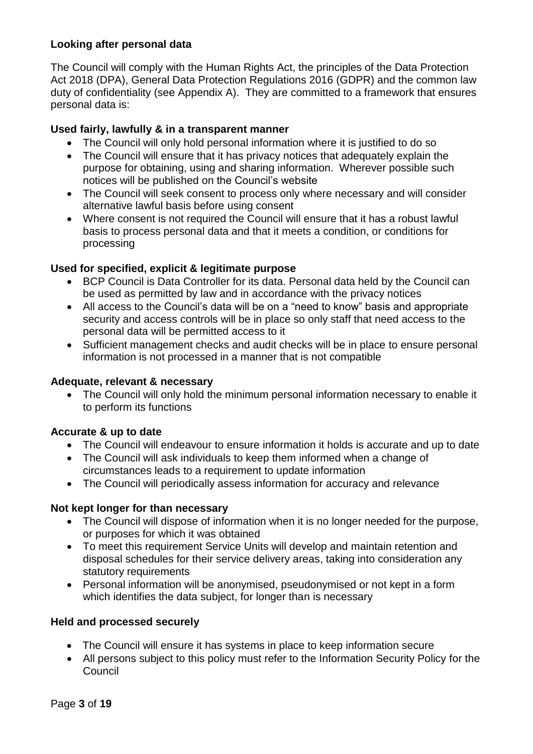**Looking after personal data**

The Council will comply with the Human Rights Act, the principles of the Data Protection Act 2018 (DPA), General Data Protection Regulations 2016 (GDPR) and the common law duty of confidentiality (see Appendix A). They are committed to a framework that ensures personal data is:

**Used fairly, lawfully & in a transparent manner**

- The Council will only hold personal information where it is justified to do so
- The Council will ensure that it has privacy notices that adequately explain the purpose for obtaining, using and sharing information. Wherever possible such notices will be published on the Council's website
- The Council will seek consent to process only where necessary and will consider alternative lawful basis before using consent
- Where consent is not required the Council will ensure that it has a robust lawful basis to process personal data and that it meets a condition, or conditions for processing

**Used for specified, explicit & legitimate purpose**

- BCP Council is Data Controller for its data. Personal data held by the Council can be used as permitted by law and in accordance with the privacy notices
- All access to the Council's data will be on a "need to know" basis and appropriate security and access controls will be in place so only staff that need access to the personal data will be permitted access to it
- Sufficient management checks and audit checks will be in place to ensure personal information is not processed in a manner that is not compatible

**Adequate, relevant & necessary**

- The Council will only hold the minimum personal information necessary to enable it to perform its functions

**Accurate & up to date**

- The Council will endeavour to ensure information it holds is accurate and up to date
- The Council will ask individuals to keep them informed when a change of circumstances leads to a requirement to update information
- The Council will periodically assess information for accuracy and relevance

**Not kept longer for than necessary**

- The Council will dispose of information when it is no longer needed for the purpose, or purposes for which it was obtained
- To meet this requirement Service Units will develop and maintain retention and disposal schedules for their service delivery areas, taking into consideration any statutory requirements
- Personal information will be anonymised, pseudonymised or not kept in a form which identifies the data subject, for longer than is necessary

**Held and processed securely**

- The Council will ensure it has systems in place to keep information secure
- All persons subject to this policy must refer to the Information Security Policy for the Council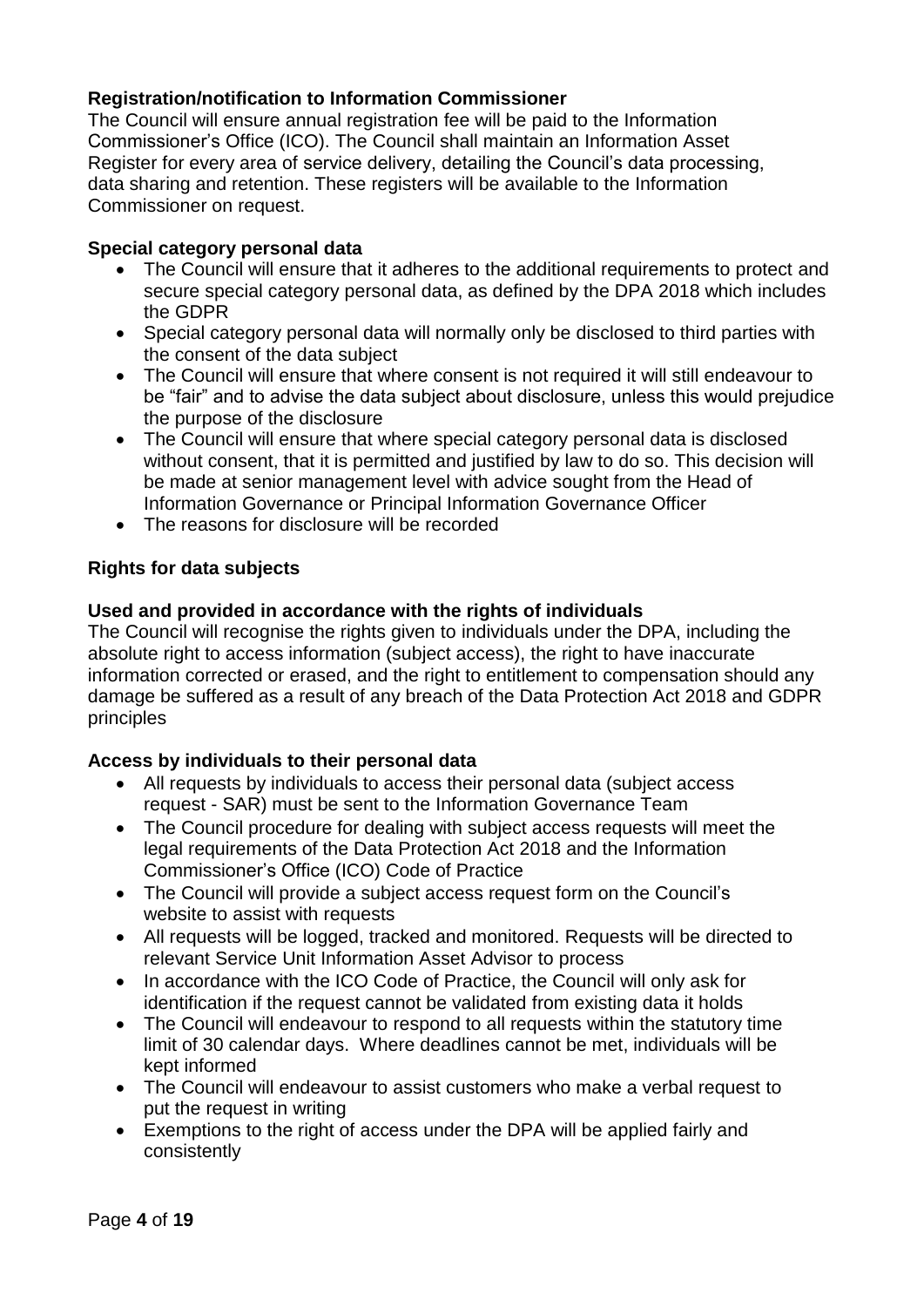**Registration/notification to Information Commissioner**

The Council will ensure annual registration fee will be paid to the Information Commissioner's Office (ICO). The Council shall maintain an Information Asset Register for every area of service delivery, detailing the Council's data processing, data sharing and retention. These registers will be available to the Information Commissioner on request.

**Special category personal data**

- The Council will ensure that it adheres to the additional requirements to protect and secure special category personal data, as defined by the DPA 2018 which includes the GDPR
- Special category personal data will normally only be disclosed to third parties with the consent of the data subject
- The Council will ensure that where consent is not required it will still endeavour to be "fair" and to advise the data subject about disclosure, unless this would prejudice the purpose of the disclosure
- The Council will ensure that where special category personal data is disclosed without consent, that it is permitted and justified by law to do so. This decision will be made at senior management level with advice sought from the Head of Information Governance or Principal Information Governance Officer
- The reasons for disclosure will be recorded

**Rights for data subjects**

**Used and provided in accordance with the rights of individuals**

The Council will recognise the rights given to individuals under the DPA, including the absolute right to access information (subject access), the right to have inaccurate information corrected or erased, and the right to entitlement to compensation should any damage be suffered as a result of any breach of the Data Protection Act 2018 and GDPR principles

**Access by individuals to their personal data**

- All requests by individuals to access their personal data (subject access request - SAR) must be sent to the Information Governance Team
- The Council procedure for dealing with subject access requests will meet the legal requirements of the Data Protection Act 2018 and the Information Commissioner's Office (ICO) Code of Practice
- The Council will provide a subject access request form on the Council's website to assist with requests
- All requests will be logged, tracked and monitored. Requests will be directed to relevant Service Unit Information Asset Advisor to process
- In accordance with the ICO Code of Practice, the Council will only ask for identification if the request cannot be validated from existing data it holds
- The Council will endeavour to respond to all requests within the statutory time limit of 30 calendar days. Where deadlines cannot be met, individuals will be kept informed
- The Council will endeavour to assist customers who make a verbal request to put the request in writing
- Exemptions to the right of access under the DPA will be applied fairly and consistently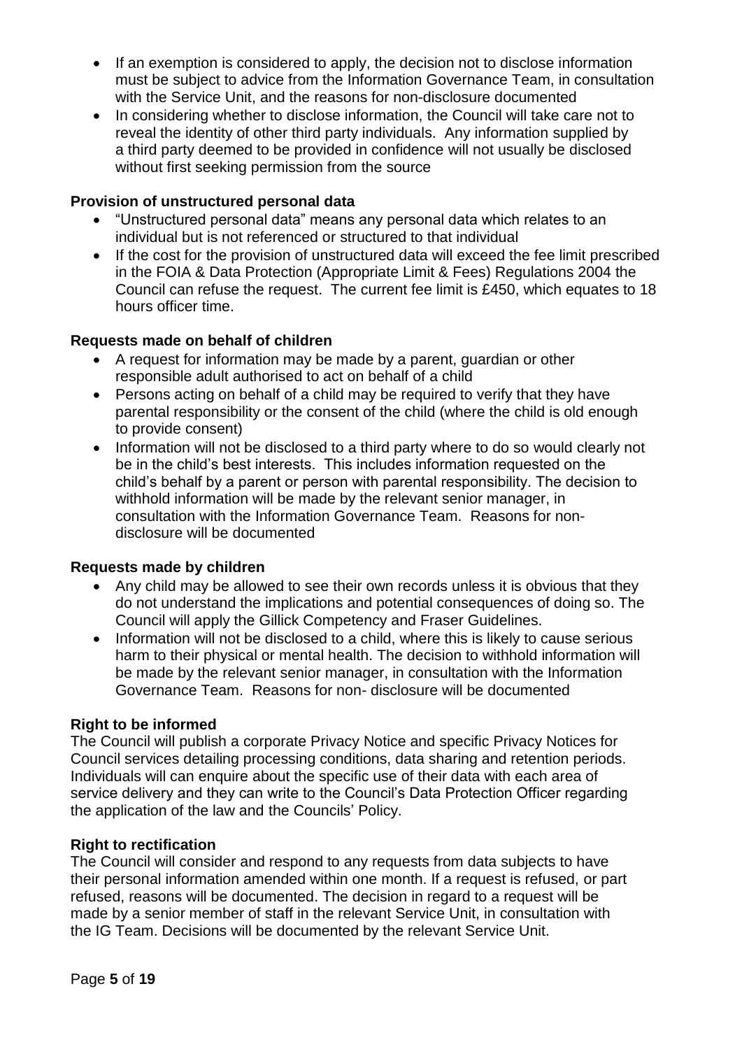- If an exemption is considered to apply, the decision not to disclose information must be subject to advice from the Information Governance Team, in consultation with the Service Unit, and the reasons for non-disclosure documented
- In considering whether to disclose information, the Council will take care not to reveal the identity of other third party individuals. Any information supplied by a third party deemed to be provided in confidence will not usually be disclosed without first seeking permission from the source

**Provision of unstructured personal data**

- "Unstructured personal data" means any personal data which relates to an individual but is not referenced or structured to that individual
- If the cost for the provision of unstructured data will exceed the fee limit prescribed in the FOIA & Data Protection (Appropriate Limit & Fees) Regulations 2004 the Council can refuse the request. The current fee limit is £450, which equates to 18 hours officer time.

**Requests made on behalf of children**

- A request for information may be made by a parent, guardian or other responsible adult authorised to act on behalf of a child
- Persons acting on behalf of a child may be required to verify that they have parental responsibility or the consent of the child (where the child is old enough to provide consent)
- Information will not be disclosed to a third party where to do so would clearly not be in the child's best interests. This includes information requested on the child's behalf by a parent or person with parental responsibility. The decision to withhold information will be made by the relevant senior manager, in consultation with the Information Governance Team. Reasons for non-disclosure will be documented

**Requests made by children**

- Any child may be allowed to see their own records unless it is obvious that they do not understand the implications and potential consequences of doing so. The Council will apply the Gillick Competency and Fraser Guidelines.
- Information will not be disclosed to a child, where this is likely to cause serious harm to their physical or mental health. The decision to withhold information will be made by the relevant senior manager, in consultation with the Information Governance Team. Reasons for non- disclosure will be documented

**Right to be informed**

The Council will publish a corporate Privacy Notice and specific Privacy Notices for Council services detailing processing conditions, data sharing and retention periods. Individuals will can enquire about the specific use of their data with each area of service delivery and they can write to the Council's Data Protection Officer regarding the application of the law and the Councils' Policy.

**Right to rectification**

The Council will consider and respond to any requests from data subjects to have their personal information amended within one month. If a request is refused, or part refused, reasons will be documented. The decision in regard to a request will be made by a senior member of staff in the relevant Service Unit, in consultation with the IG Team. Decisions will be documented by the relevant Service Unit.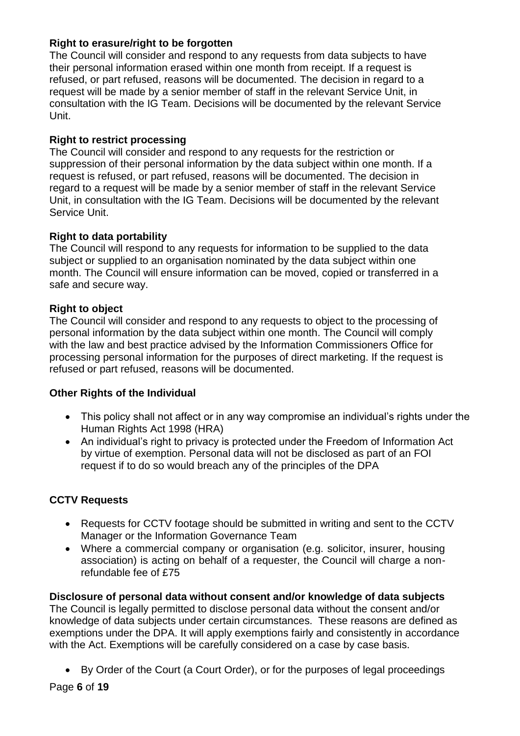### Right to erasure/right to be forgotten

The Council will consider and respond to any requests from data subjects to have their personal information erased within one month from receipt. If a request is refused, or part refused, reasons will be documented. The decision in regard to a request will be made by a senior member of staff in the relevant Service Unit, in consultation with the IG Team. Decisions will be documented by the relevant Service Unit.

### Right to restrict processing

The Council will consider and respond to any requests for the restriction or suppression of their personal information by the data subject within one month. If a request is refused, or part refused, reasons will be documented. The decision in regard to a request will be made by a senior member of staff in the relevant Service Unit, in consultation with the IG Team. Decisions will be documented by the relevant Service Unit.

### Right to data portability

The Council will respond to any requests for information to be supplied to the data subject or supplied to an organisation nominated by the data subject within one month. The Council will ensure information can be moved, copied or transferred in a safe and secure way.

### Right to object

The Council will consider and respond to any requests to object to the processing of personal information by the data subject within one month. The Council will comply with the law and best practice advised by the Information Commissioners Office for processing personal information for the purposes of direct marketing. If the request is refused or part refused, reasons will be documented.

### Other Rights of the Individual

- This policy shall not affect or in any way compromise an individual's rights under the Human Rights Act 1998 (HRA)
- An individual's right to privacy is protected under the Freedom of Information Act by virtue of exemption. Personal data will not be disclosed as part of an FOI request if to do so would breach any of the principles of the DPA

### CCTV Requests

- Requests for CCTV footage should be submitted in writing and sent to the CCTV Manager or the Information Governance Team
- Where a commercial company or organisation (e.g. solicitor, insurer, housing association) is acting on behalf of a requester, the Council will charge a non-refundable fee of £75

### Disclosure of personal data without consent and/or knowledge of data subjects

The Council is legally permitted to disclose personal data without the consent and/or knowledge of data subjects under certain circumstances. These reasons are defined as exemptions under the DPA. It will apply exemptions fairly and consistently in accordance with the Act. Exemptions will be carefully considered on a case by case basis.

- By Order of the Court (a Court Order), or for the purposes of legal proceedings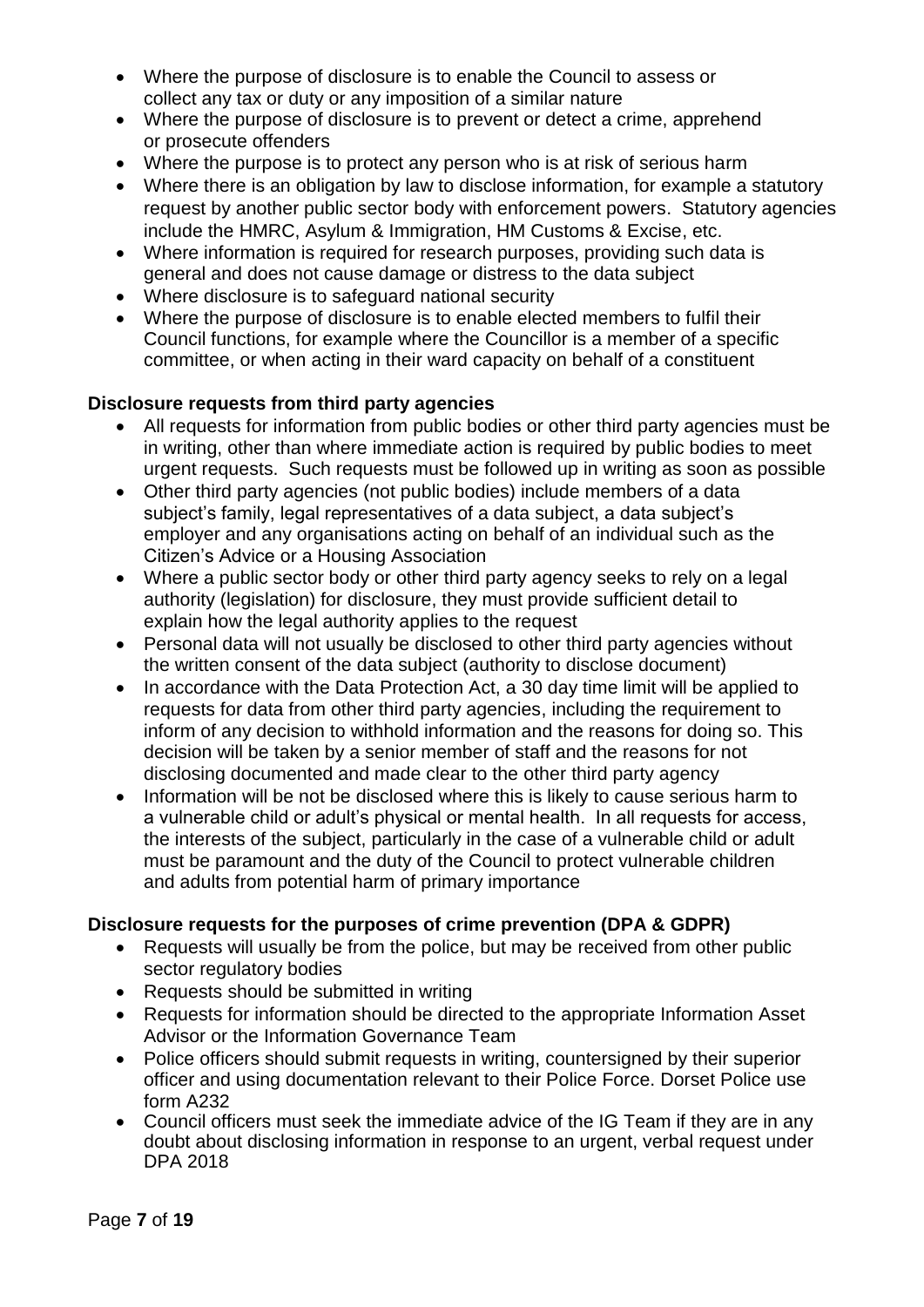- Where the purpose of disclosure is to enable the Council to assess or collect any tax or duty or any imposition of a similar nature
- Where the purpose of disclosure is to prevent or detect a crime, apprehend or prosecute offenders
- Where the purpose is to protect any person who is at risk of serious harm
- Where there is an obligation by law to disclose information, for example a statutory request by another public sector body with enforcement powers. Statutory agencies include the HMRC, Asylum & Immigration, HM Customs & Excise, etc.
- Where information is required for research purposes, providing such data is general and does not cause damage or distress to the data subject
- Where disclosure is to safeguard national security
- Where the purpose of disclosure is to enable elected members to fulfil their Council functions, for example where the Councillor is a member of a specific committee, or when acting in their ward capacity on behalf of a constituent

**Disclosure requests from third party agencies**

- All requests for information from public bodies or other third party agencies must be in writing, other than where immediate action is required by public bodies to meet urgent requests. Such requests must be followed up in writing as soon as possible
- Other third party agencies (not public bodies) include members of a data subject's family, legal representatives of a data subject, a data subject's employer and any organisations acting on behalf of an individual such as the Citizen's Advice or a Housing Association
- Where a public sector body or other third party agency seeks to rely on a legal authority (legislation) for disclosure, they must provide sufficient detail to explain how the legal authority applies to the request
- Personal data will not usually be disclosed to other third party agencies without the written consent of the data subject (authority to disclose document)
- In accordance with the Data Protection Act, a 30 day time limit will be applied to requests for data from other third party agencies, including the requirement to inform of any decision to withhold information and the reasons for doing so. This decision will be taken by a senior member of staff and the reasons for not disclosing documented and made clear to the other third party agency
- Information will be not be disclosed where this is likely to cause serious harm to a vulnerable child or adult's physical or mental health. In all requests for access, the interests of the subject, particularly in the case of a vulnerable child or adult must be paramount and the duty of the Council to protect vulnerable children and adults from potential harm of primary importance

**Disclosure requests for the purposes of crime prevention (DPA & GDPR)**

- Requests will usually be from the police, but may be received from other public sector regulatory bodies
- Requests should be submitted in writing
- Requests for information should be directed to the appropriate Information Asset Advisor or the Information Governance Team
- Police officers should submit requests in writing, countersigned by their superior officer and using documentation relevant to their Police Force. Dorset Police use form A232
- Council officers must seek the immediate advice of the IG Team if they are in any doubt about disclosing information in response to an urgent, verbal request under DPA 2018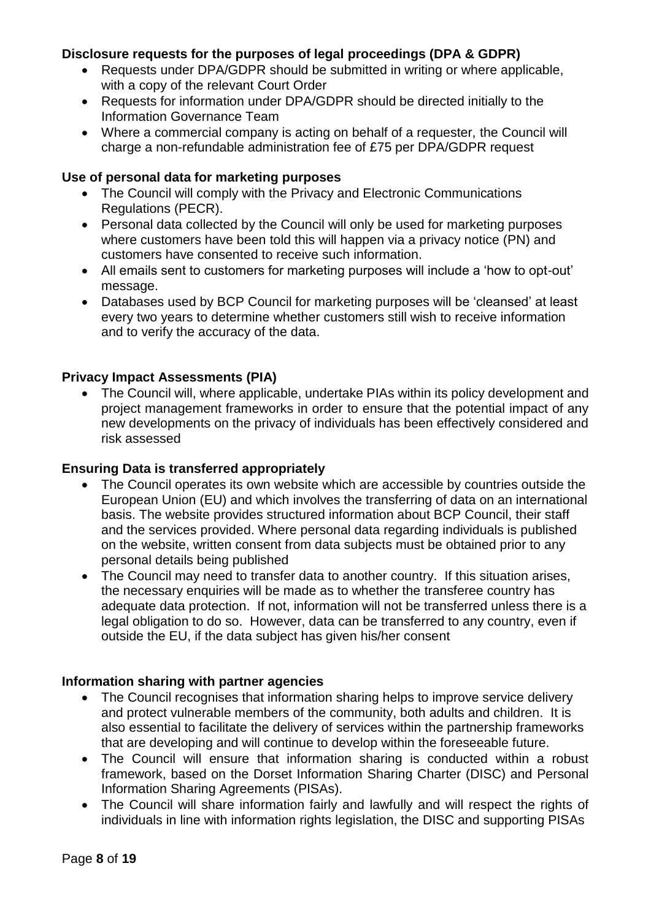**Disclosure requests for the purposes of legal proceedings (DPA & GDPR)**

- Requests under DPA/GDPR should be submitted in writing or where applicable, with a copy of the relevant Court Order
- Requests for information under DPA/GDPR should be directed initially to the Information Governance Team
- Where a commercial company is acting on behalf of a requester, the Council will charge a non-refundable administration fee of £75 per DPA/GDPR request

**Use of personal data for marketing purposes**

- The Council will comply with the Privacy and Electronic Communications Regulations (PECR).
- Personal data collected by the Council will only be used for marketing purposes where customers have been told this will happen via a privacy notice (PN) and customers have consented to receive such information.
- All emails sent to customers for marketing purposes will include a 'how to opt-out' message.
- Databases used by BCP Council for marketing purposes will be 'cleansed' at least every two years to determine whether customers still wish to receive information and to verify the accuracy of the data.

**Privacy Impact Assessments (PIA)**

- The Council will, where applicable, undertake PIAs within its policy development and project management frameworks in order to ensure that the potential impact of any new developments on the privacy of individuals has been effectively considered and risk assessed

**Ensuring Data is transferred appropriately**

- The Council operates its own website which are accessible by countries outside the European Union (EU) and which involves the transferring of data on an international basis. The website provides structured information about BCP Council, their staff and the services provided. Where personal data regarding individuals is published on the website, written consent from data subjects must be obtained prior to any personal details being published
- The Council may need to transfer data to another country. If this situation arises, the necessary enquiries will be made as to whether the transferee country has adequate data protection. If not, information will not be transferred unless there is a legal obligation to do so. However, data can be transferred to any country, even if outside the EU, if the data subject has given his/her consent

**Information sharing with partner agencies**

- The Council recognises that information sharing helps to improve service delivery and protect vulnerable members of the community, both adults and children. It is also essential to facilitate the delivery of services within the partnership frameworks that are developing and will continue to develop within the foreseeable future.
- The Council will ensure that information sharing is conducted within a robust framework, based on the Dorset Information Sharing Charter (DISC) and Personal Information Sharing Agreements (PISAs).
- The Council will share information fairly and lawfully and will respect the rights of individuals in line with information rights legislation, the DISC and supporting PISAs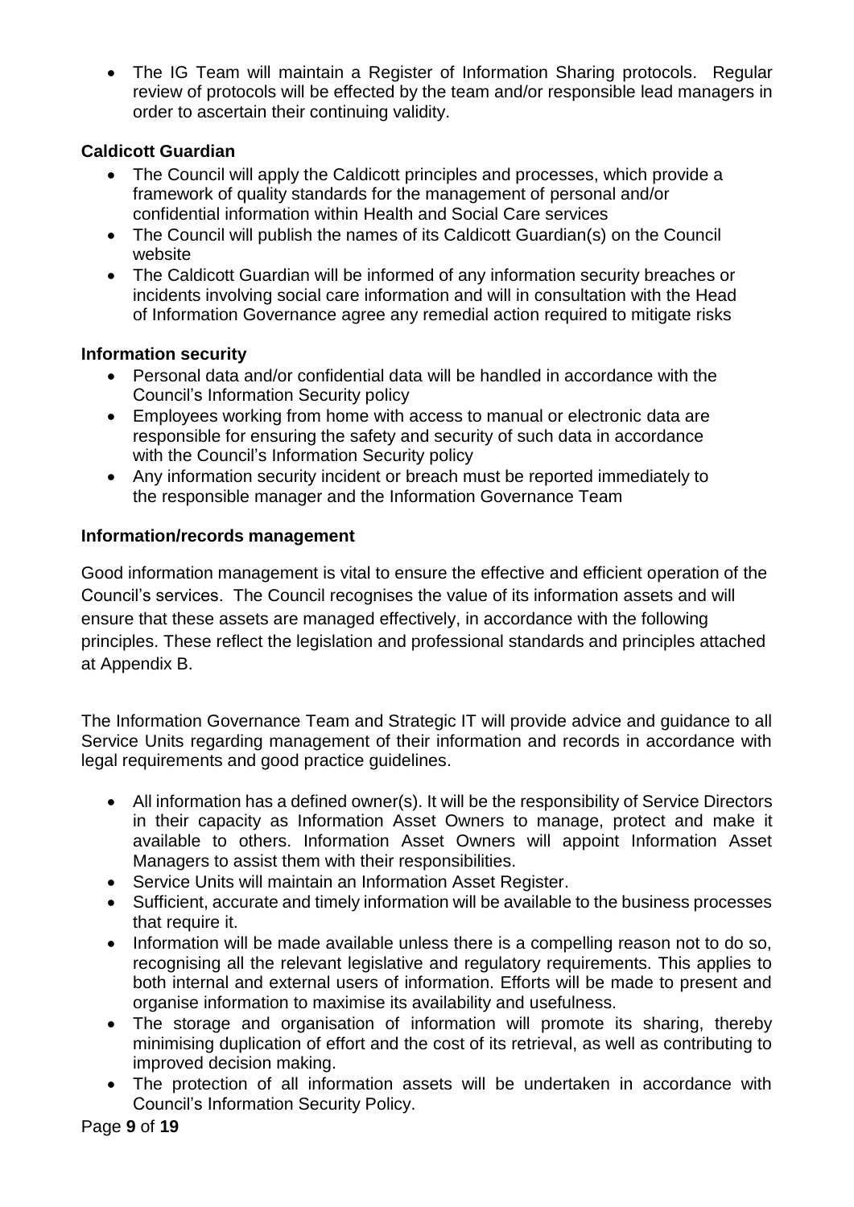- The IG Team will maintain a Register of Information Sharing protocols. Regular review of protocols will be effected by the team and/or responsible lead managers in order to ascertain their continuing validity.

**Caldicott Guardian**

- The Council will apply the Caldicott principles and processes, which provide a framework of quality standards for the management of personal and/or confidential information within Health and Social Care services
- The Council will publish the names of its Caldicott Guardian(s) on the Council website
- The Caldicott Guardian will be informed of any information security breaches or incidents involving social care information and will in consultation with the Head of Information Governance agree any remedial action required to mitigate risks

**Information security**

- Personal data and/or confidential data will be handled in accordance with the Council's Information Security policy
- Employees working from home with access to manual or electronic data are responsible for ensuring the safety and security of such data in accordance with the Council's Information Security policy
- Any information security incident or breach must be reported immediately to the responsible manager and the Information Governance Team

**Information/records management**

Good information management is vital to ensure the effective and efficient operation of the Council's services. The Council recognises the value of its information assets and will ensure that these assets are managed effectively, in accordance with the following principles. These reflect the legislation and professional standards and principles attached at Appendix B.

The Information Governance Team and Strategic IT will provide advice and guidance to all Service Units regarding management of their information and records in accordance with legal requirements and good practice guidelines.

- All information has a defined owner(s). It will be the responsibility of Service Directors in their capacity as Information Asset Owners to manage, protect and make it available to others. Information Asset Owners will appoint Information Asset Managers to assist them with their responsibilities.
- Service Units will maintain an Information Asset Register.
- Sufficient, accurate and timely information will be available to the business processes that require it.
- Information will be made available unless there is a compelling reason not to do so, recognising all the relevant legislative and regulatory requirements. This applies to both internal and external users of information. Efforts will be made to present and organise information to maximise its availability and usefulness.
- The storage and organisation of information will promote its sharing, thereby minimising duplication of effort and the cost of its retrieval, as well as contributing to improved decision making.
- The protection of all information assets will be undertaken in accordance with Council's Information Security Policy.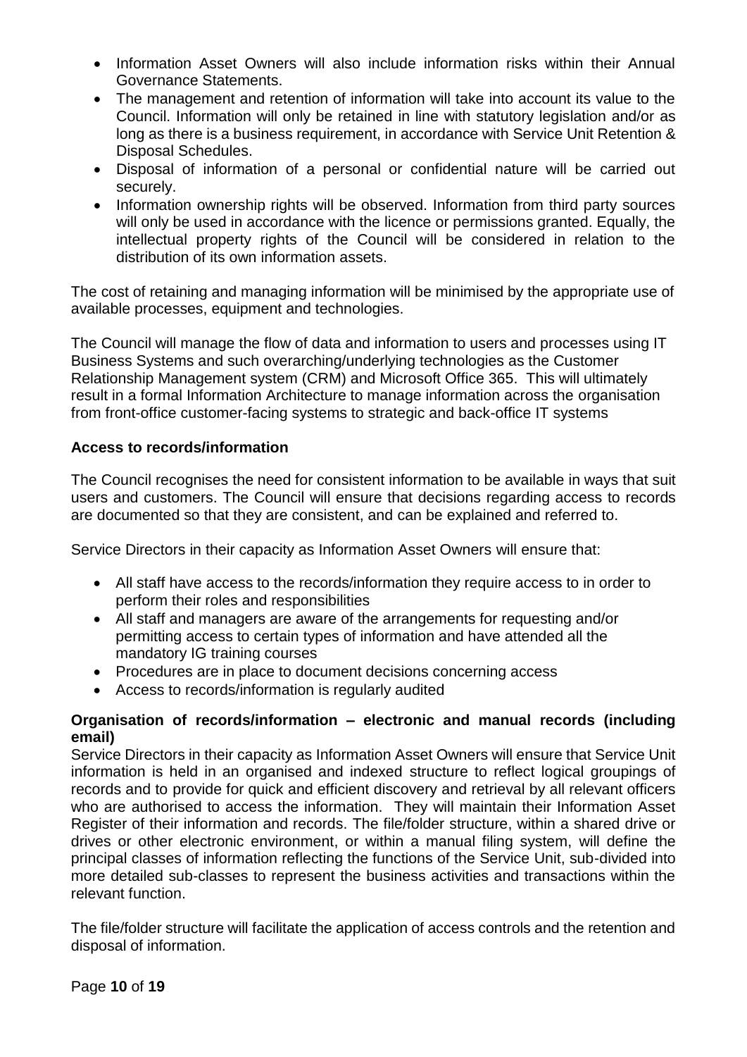- Information Asset Owners will also include information risks within their Annual Governance Statements.
- The management and retention of information will take into account its value to the Council. Information will only be retained in line with statutory legislation and/or as long as there is a business requirement, in accordance with Service Unit Retention & Disposal Schedules.
- Disposal of information of a personal or confidential nature will be carried out securely.
- Information ownership rights will be observed. Information from third party sources will only be used in accordance with the licence or permissions granted. Equally, the intellectual property rights of the Council will be considered in relation to the distribution of its own information assets.

The cost of retaining and managing information will be minimised by the appropriate use of available processes, equipment and technologies.

The Council will manage the flow of data and information to users and processes using IT Business Systems and such overarching/underlying technologies as the Customer Relationship Management system (CRM) and Microsoft Office 365. This will ultimately result in a formal Information Architecture to manage information across the organisation from front-office customer-facing systems to strategic and back-office IT systems

**Access to records/information**

The Council recognises the need for consistent information to be available in ways that suit users and customers. The Council will ensure that decisions regarding access to records are documented so that they are consistent, and can be explained and referred to.

Service Directors in their capacity as Information Asset Owners will ensure that:

- All staff have access to the records/information they require access to in order to perform their roles and responsibilities
- All staff and managers are aware of the arrangements for requesting and/or permitting access to certain types of information and have attended all the mandatory IG training courses
- Procedures are in place to document decisions concerning access
- Access to records/information is regularly audited

**Organisation of records/information – electronic and manual records (including email)**

Service Directors in their capacity as Information Asset Owners will ensure that Service Unit information is held in an organised and indexed structure to reflect logical groupings of records and to provide for quick and efficient discovery and retrieval by all relevant officers who are authorised to access the information. They will maintain their Information Asset Register of their information and records. The file/folder structure, within a shared drive or drives or other electronic environment, or within a manual filing system, will define the principal classes of information reflecting the functions of the Service Unit, sub-divided into more detailed sub-classes to represent the business activities and transactions within the relevant function.

The file/folder structure will facilitate the application of access controls and the retention and disposal of information.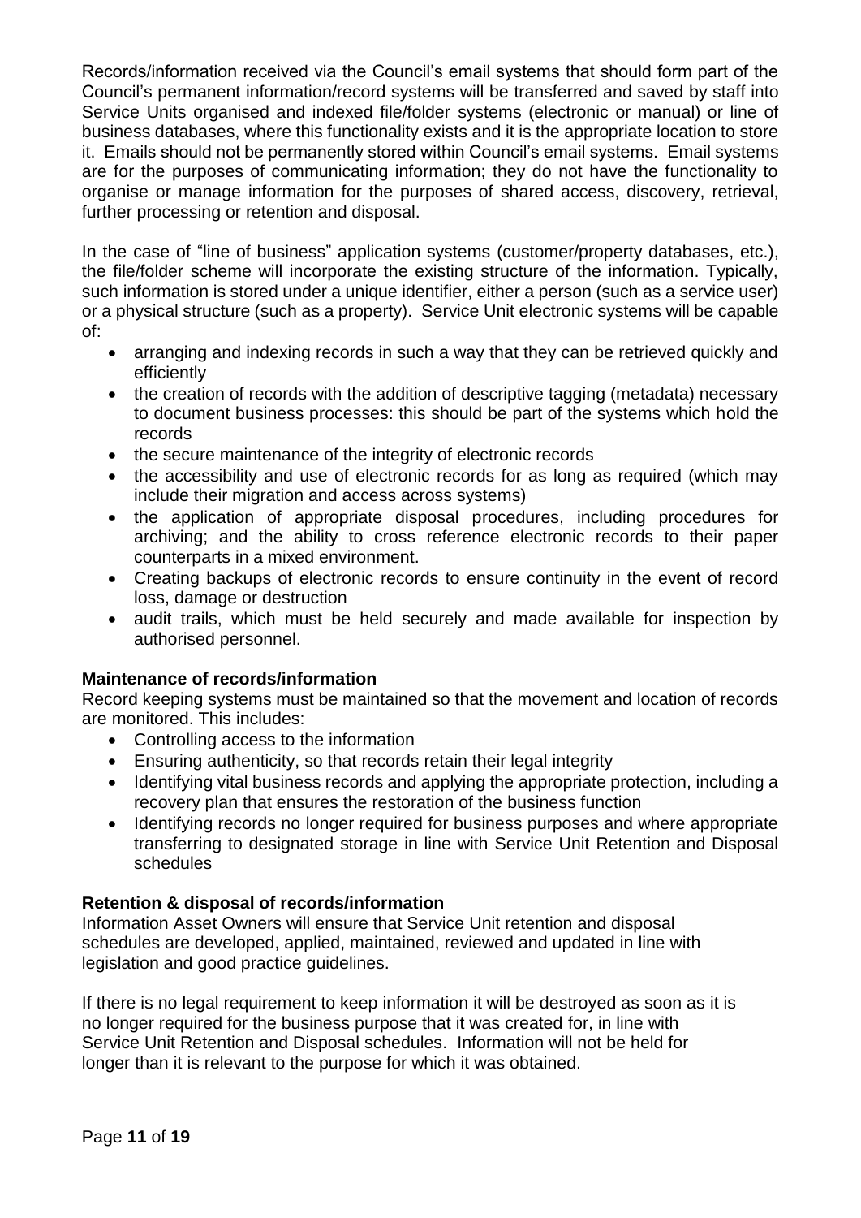Records/information received via the Council's email systems that should form part of the Council's permanent information/record systems will be transferred and saved by staff into Service Units organised and indexed file/folder systems (electronic or manual) or line of business databases, where this functionality exists and it is the appropriate location to store it. Emails should not be permanently stored within Council's email systems. Email systems are for the purposes of communicating information; they do not have the functionality to organise or manage information for the purposes of shared access, discovery, retrieval, further processing or retention and disposal.

In the case of "line of business" application systems (customer/property databases, etc.), the file/folder scheme will incorporate the existing structure of the information. Typically, such information is stored under a unique identifier, either a person (such as a service user) or a physical structure (such as a property). Service Unit electronic systems will be capable of:

- arranging and indexing records in such a way that they can be retrieved quickly and efficiently
- the creation of records with the addition of descriptive tagging (metadata) necessary to document business processes: this should be part of the systems which hold the records
- the secure maintenance of the integrity of electronic records
- the accessibility and use of electronic records for as long as required (which may include their migration and access across systems)
- the application of appropriate disposal procedures, including procedures for archiving; and the ability to cross reference electronic records to their paper counterparts in a mixed environment.
- Creating backups of electronic records to ensure continuity in the event of record loss, damage or destruction
- audit trails, which must be held securely and made available for inspection by authorised personnel.

**Maintenance of records/information**

Record keeping systems must be maintained so that the movement and location of records are monitored. This includes:

- Controlling access to the information
- Ensuring authenticity, so that records retain their legal integrity
- Identifying vital business records and applying the appropriate protection, including a recovery plan that ensures the restoration of the business function
- Identifying records no longer required for business purposes and where appropriate transferring to designated storage in line with Service Unit Retention and Disposal schedules

**Retention & disposal of records/information**

Information Asset Owners will ensure that Service Unit retention and disposal schedules are developed, applied, maintained, reviewed and updated in line with legislation and good practice guidelines.

If there is no legal requirement to keep information it will be destroyed as soon as it is no longer required for the business purpose that it was created for, in line with Service Unit Retention and Disposal schedules. Information will not be held for longer than it is relevant to the purpose for which it was obtained.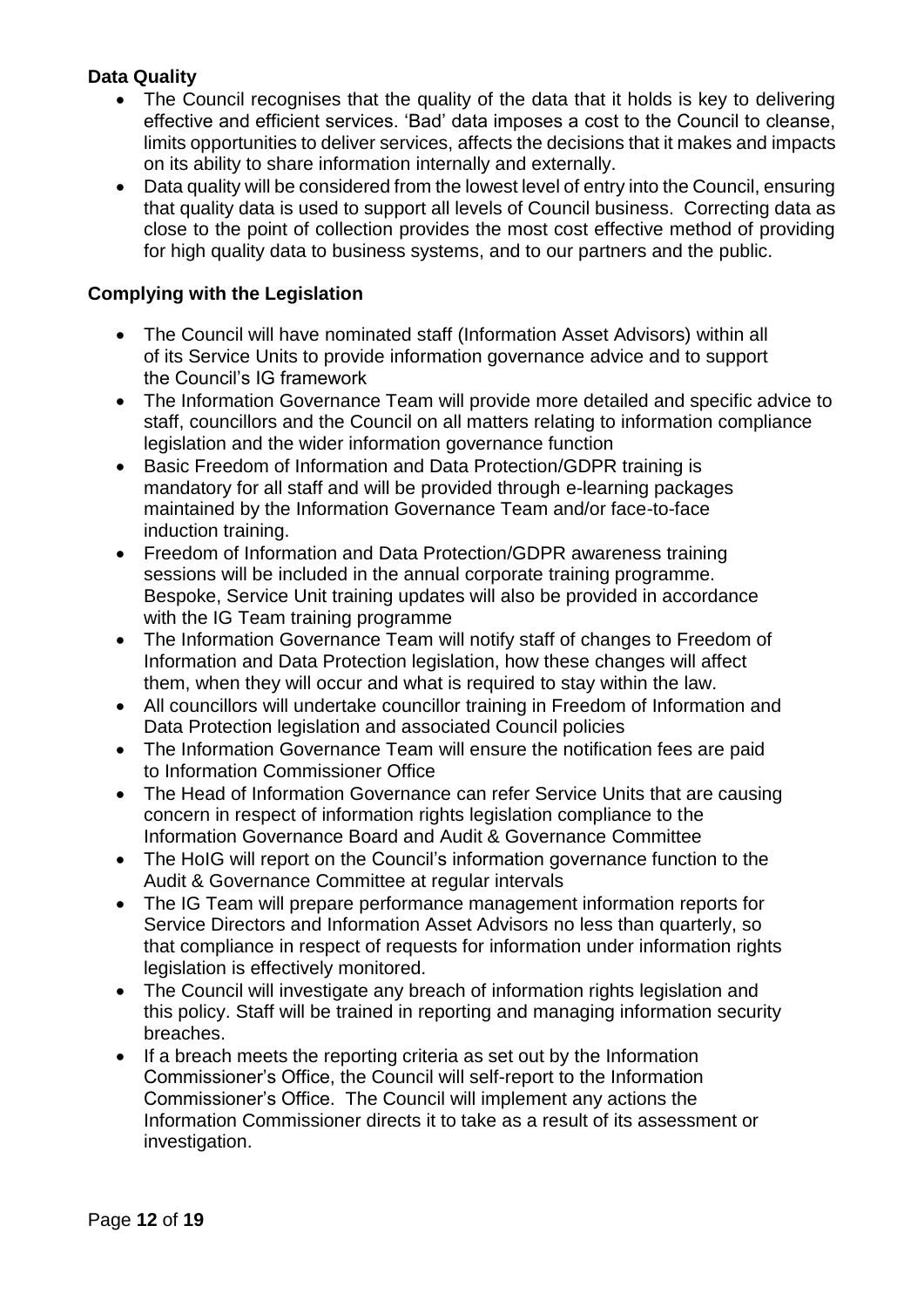**Data Quality**

- The Council recognises that the quality of the data that it holds is key to delivering effective and efficient services. 'Bad' data imposes a cost to the Council to cleanse, limits opportunities to deliver services, affects the decisions that it makes and impacts on its ability to share information internally and externally.
- Data quality will be considered from the lowest level of entry into the Council, ensuring that quality data is used to support all levels of Council business. Correcting data as close to the point of collection provides the most cost effective method of providing for high quality data to business systems, and to our partners and the public.

**Complying with the Legislation**

- The Council will have nominated staff (Information Asset Advisors) within all of its Service Units to provide information governance advice and to support the Council's IG framework
- The Information Governance Team will provide more detailed and specific advice to staff, councillors and the Council on all matters relating to information compliance legislation and the wider information governance function
- Basic Freedom of Information and Data Protection/GDPR training is mandatory for all staff and will be provided through e-learning packages maintained by the Information Governance Team and/or face-to-face induction training.
- Freedom of Information and Data Protection/GDPR awareness training sessions will be included in the annual corporate training programme. Bespoke, Service Unit training updates will also be provided in accordance with the IG Team training programme
- The Information Governance Team will notify staff of changes to Freedom of Information and Data Protection legislation, how these changes will affect them, when they will occur and what is required to stay within the law.
- All councillors will undertake councillor training in Freedom of Information and Data Protection legislation and associated Council policies
- The Information Governance Team will ensure the notification fees are paid to Information Commissioner Office
- The Head of Information Governance can refer Service Units that are causing concern in respect of information rights legislation compliance to the Information Governance Board and Audit & Governance Committee
- The HoIG will report on the Council's information governance function to the Audit & Governance Committee at regular intervals
- The IG Team will prepare performance management information reports for Service Directors and Information Asset Advisors no less than quarterly, so that compliance in respect of requests for information under information rights legislation is effectively monitored.
- The Council will investigate any breach of information rights legislation and this policy. Staff will be trained in reporting and managing information security breaches.
- If a breach meets the reporting criteria as set out by the Information Commissioner's Office, the Council will self-report to the Information Commissioner's Office. The Council will implement any actions the Information Commissioner directs it to take as a result of its assessment or investigation.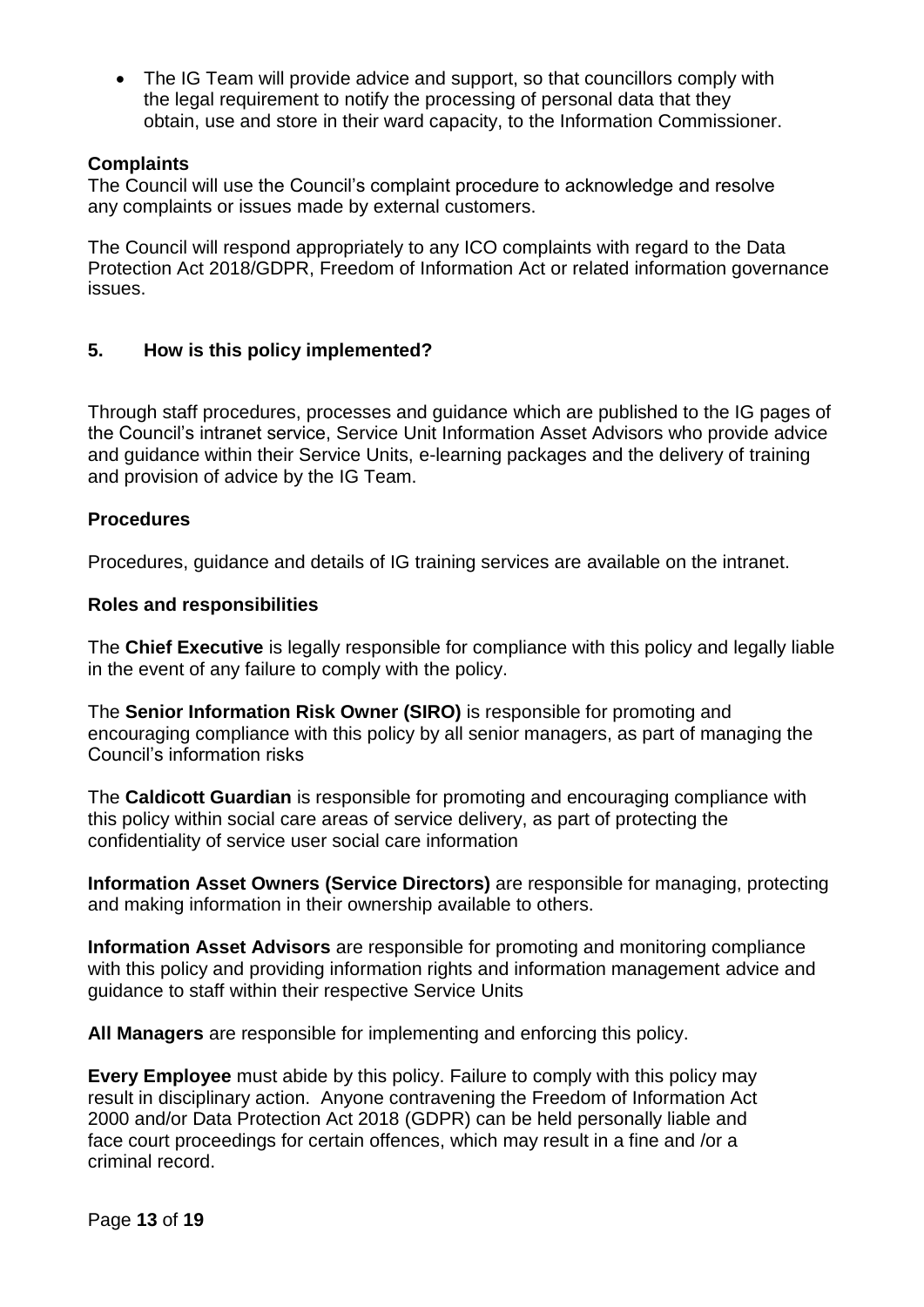- The IG Team will provide advice and support, so that councillors comply with the legal requirement to notify the processing of personal data that they obtain, use and store in their ward capacity, to the Information Commissioner.

**Complaints**

The Council will use the Council's complaint procedure to acknowledge and resolve any complaints or issues made by external customers.

The Council will respond appropriately to any ICO complaints with regard to the Data Protection Act 2018/GDPR, Freedom of Information Act or related information governance issues.

## 5. How is this policy implemented?

Through staff procedures, processes and guidance which are published to the IG pages of the Council's intranet service, Service Unit Information Asset Advisors who provide advice and guidance within their Service Units, e-learning packages and the delivery of training and provision of advice by the IG Team.

**Procedures**

Procedures, guidance and details of IG training services are available on the intranet.

**Roles and responsibilities**

The **Chief Executive** is legally responsible for compliance with this policy and legally liable in the event of any failure to comply with the policy.

The **Senior Information Risk Owner (SIRO)** is responsible for promoting and encouraging compliance with this policy by all senior managers, as part of managing the Council's information risks

The **Caldicott Guardian** is responsible for promoting and encouraging compliance with this policy within social care areas of service delivery, as part of protecting the confidentiality of service user social care information

**Information Asset Owners (Service Directors)** are responsible for managing, protecting and making information in their ownership available to others.

**Information Asset Advisors** are responsible for promoting and monitoring compliance with this policy and providing information rights and information management advice and guidance to staff within their respective Service Units

**All Managers** are responsible for implementing and enforcing this policy.

**Every Employee** must abide by this policy. Failure to comply with this policy may result in disciplinary action. Anyone contravening the Freedom of Information Act 2000 and/or Data Protection Act 2018 (GDPR) can be held personally liable and face court proceedings for certain offences, which may result in a fine and /or a criminal record.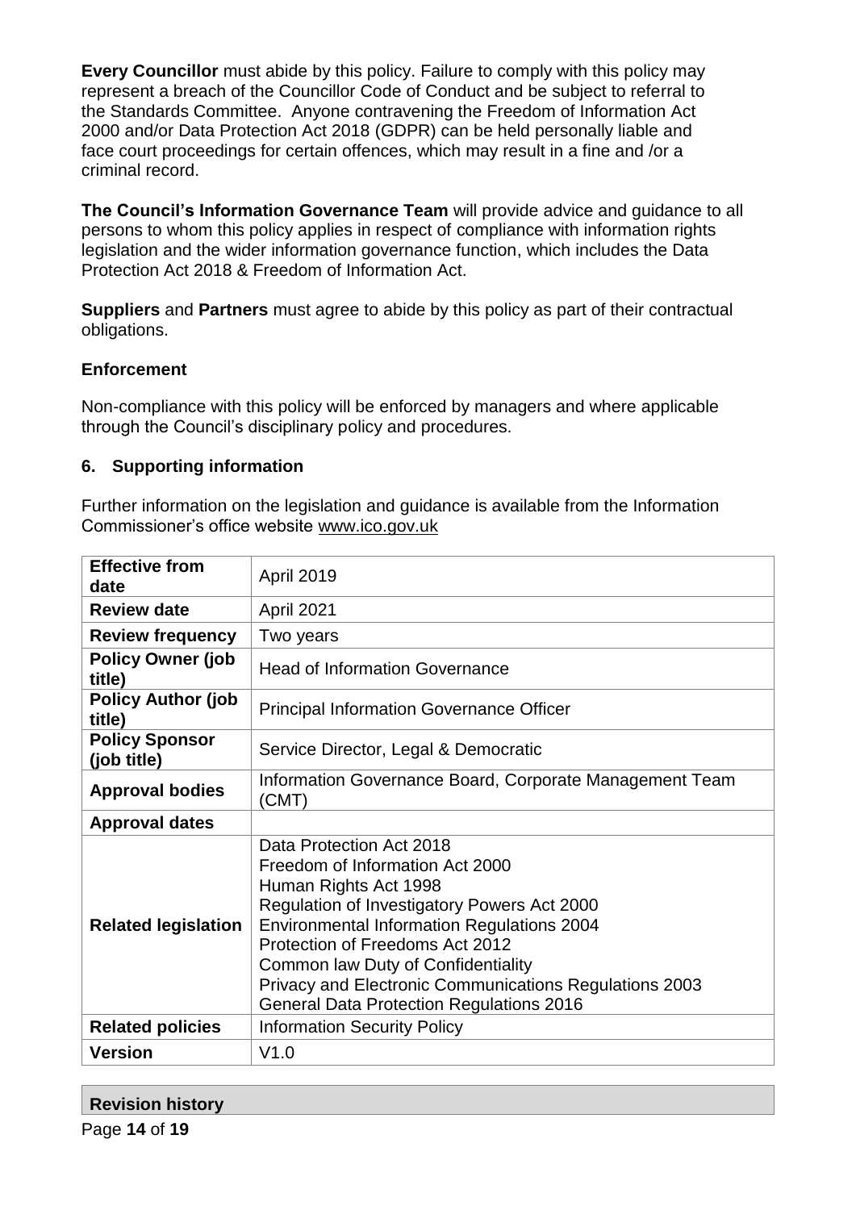**Every Councillor** must abide by this policy. Failure to comply with this policy may represent a breach of the Councillor Code of Conduct and be subject to referral to the Standards Committee. Anyone contravening the Freedom of Information Act 2000 and/or Data Protection Act 2018 (GDPR) can be held personally liable and face court proceedings for certain offences, which may result in a fine and /or a criminal record.

**The Council's Information Governance Team** will provide advice and guidance to all persons to whom this policy applies in respect of compliance with information rights legislation and the wider information governance function, which includes the Data Protection Act 2018 & Freedom of Information Act.

**Suppliers** and **Partners** must agree to abide by this policy as part of their contractual obligations.

### Enforcement

Non-compliance with this policy will be enforced by managers and where applicable through the Council's disciplinary policy and procedures.

## 6. Supporting information

Further information on the legislation and guidance is available from the Information Commissioner's office website www.ico.gov.uk

| | |
|---|---|
| **Effective from date** | April 2019 |
| **Review date** | April 2021 |
| **Review frequency** | Two years |
| **Policy Owner (job title)** | Head of Information Governance |
| **Policy Author (job title)** | Principal Information Governance Officer |
| **Policy Sponsor (job title)** | Service Director, Legal & Democratic |
| **Approval bodies** | Information Governance Board, Corporate Management Team (CMT) |
| **Approval dates** | |
| **Related legislation** | Data Protection Act 2018<br>Freedom of Information Act 2000<br>Human Rights Act 1998<br>Regulation of Investigatory Powers Act 2000<br>Environmental Information Regulations 2004<br>Protection of Freedoms Act 2012<br>Common law Duty of Confidentiality<br>Privacy and Electronic Communications Regulations 2003<br>General Data Protection Regulations 2016 |
| **Related policies** | Information Security Policy |
| **Version** | V1.0 |

| **Revision history** |
|---|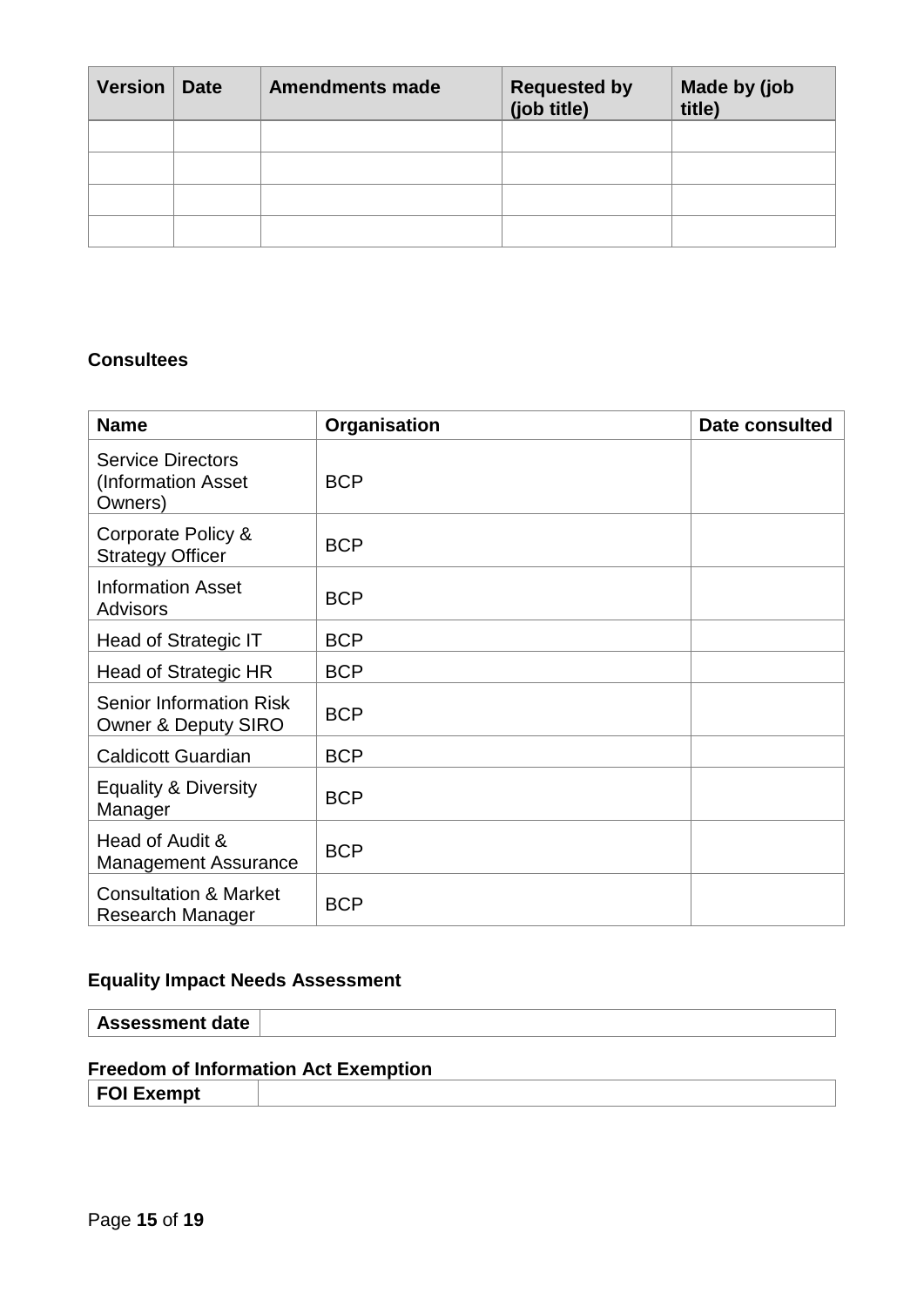| Version | Date | Amendments made | Requested by (job title) | Made by (job title) |
|---|---|---|---|---|
| | | | | |
| | | | | |
| | | | | |
| | | | | |

**Consultees**

| Name | Organisation | Date consulted |
|---|---|---|
| Service Directors (Information Asset Owners) | BCP | |
| Corporate Policy & Strategy Officer | BCP | |
| Information Asset Advisors | BCP | |
| Head of Strategic IT | BCP | |
| Head of Strategic HR | BCP | |
| Senior Information Risk Owner & Deputy SIRO | BCP | |
| Caldicott Guardian | BCP | |
| Equality & Diversity Manager | BCP | |
| Head of Audit & Management Assurance | BCP | |
| Consultation & Market Research Manager | BCP | |

**Equality Impact Needs Assessment**

| Assessment date | |
|---|---|

**Freedom of Information Act Exemption**

| FOI Exempt | |
|---|---|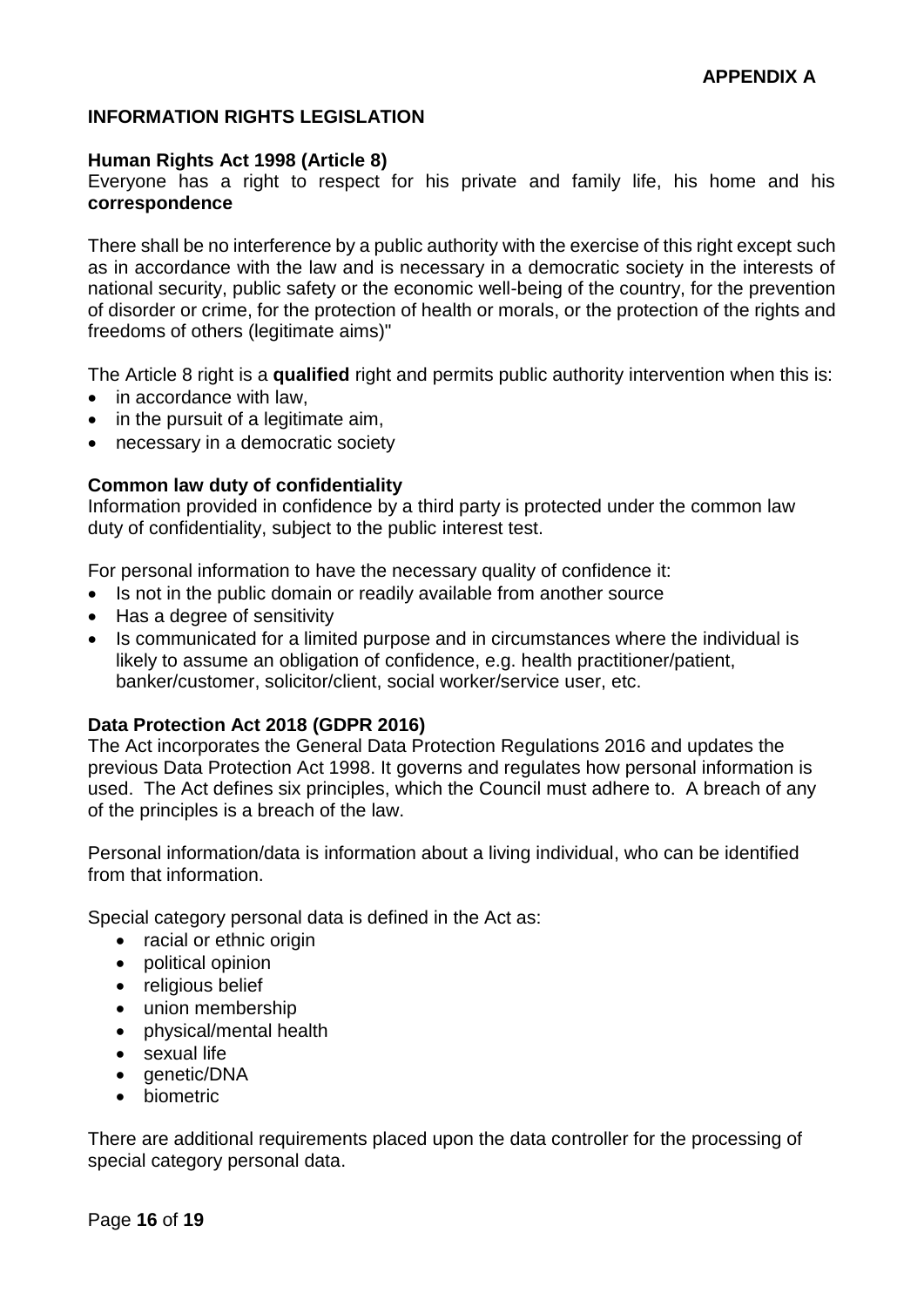**APPENDIX A**

## INFORMATION RIGHTS LEGISLATION

### Human Rights Act 1998 (Article 8)

Everyone has a right to respect for his private and family life, his home and his **correspondence**

There shall be no interference by a public authority with the exercise of this right except such as in accordance with the law and is necessary in a democratic society in the interests of national security, public safety or the economic well-being of the country, for the prevention of disorder or crime, for the protection of health or morals, or the protection of the rights and freedoms of others (legitimate aims)"

The Article 8 right is a **qualified** right and permits public authority intervention when this is:

- in accordance with law,
- in the pursuit of a legitimate aim,
- necessary in a democratic society

### Common law duty of confidentiality

Information provided in confidence by a third party is protected under the common law duty of confidentiality, subject to the public interest test.

For personal information to have the necessary quality of confidence it:

- Is not in the public domain or readily available from another source
- Has a degree of sensitivity
- Is communicated for a limited purpose and in circumstances where the individual is likely to assume an obligation of confidence, e.g. health practitioner/patient, banker/customer, solicitor/client, social worker/service user, etc.

### Data Protection Act 2018 (GDPR 2016)

The Act incorporates the General Data Protection Regulations 2016 and updates the previous Data Protection Act 1998. It governs and regulates how personal information is used. The Act defines six principles, which the Council must adhere to. A breach of any of the principles is a breach of the law.

Personal information/data is information about a living individual, who can be identified from that information.

Special category personal data is defined in the Act as:

- racial or ethnic origin
- political opinion
- religious belief
- union membership
- physical/mental health
- sexual life
- genetic/DNA
- biometric

There are additional requirements placed upon the data controller for the processing of special category personal data.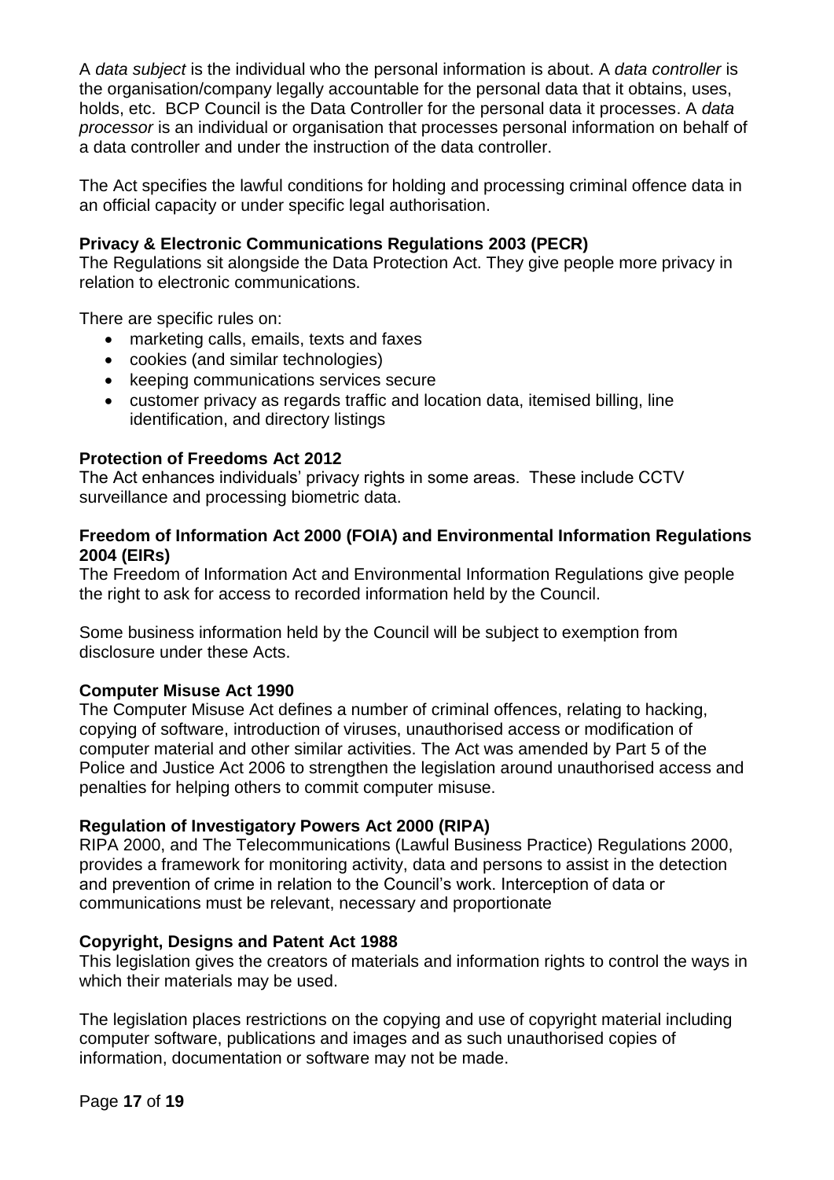A *data subject* is the individual who the personal information is about. A *data controller* is the organisation/company legally accountable for the personal data that it obtains, uses, holds, etc. BCP Council is the Data Controller for the personal data it processes. A *data processor* is an individual or organisation that processes personal information on behalf of a data controller and under the instruction of the data controller.

The Act specifies the lawful conditions for holding and processing criminal offence data in an official capacity or under specific legal authorisation.

**Privacy & Electronic Communications Regulations 2003 (PECR)**

The Regulations sit alongside the Data Protection Act. They give people more privacy in relation to electronic communications.

There are specific rules on:

- marketing calls, emails, texts and faxes
- cookies (and similar technologies)
- keeping communications services secure
- customer privacy as regards traffic and location data, itemised billing, line identification, and directory listings

**Protection of Freedoms Act 2012**

The Act enhances individuals' privacy rights in some areas. These include CCTV surveillance and processing biometric data.

**Freedom of Information Act 2000 (FOIA) and Environmental Information Regulations 2004 (EIRs)**

The Freedom of Information Act and Environmental Information Regulations give people the right to ask for access to recorded information held by the Council.

Some business information held by the Council will be subject to exemption from disclosure under these Acts.

**Computer Misuse Act 1990**

The Computer Misuse Act defines a number of criminal offences, relating to hacking, copying of software, introduction of viruses, unauthorised access or modification of computer material and other similar activities. The Act was amended by Part 5 of the Police and Justice Act 2006 to strengthen the legislation around unauthorised access and penalties for helping others to commit computer misuse.

**Regulation of Investigatory Powers Act 2000 (RIPA)**

RIPA 2000, and The Telecommunications (Lawful Business Practice) Regulations 2000, provides a framework for monitoring activity, data and persons to assist in the detection and prevention of crime in relation to the Council's work. Interception of data or communications must be relevant, necessary and proportionate

**Copyright, Designs and Patent Act 1988**

This legislation gives the creators of materials and information rights to control the ways in which their materials may be used.

The legislation places restrictions on the copying and use of copyright material including computer software, publications and images and as such unauthorised copies of information, documentation or software may not be made.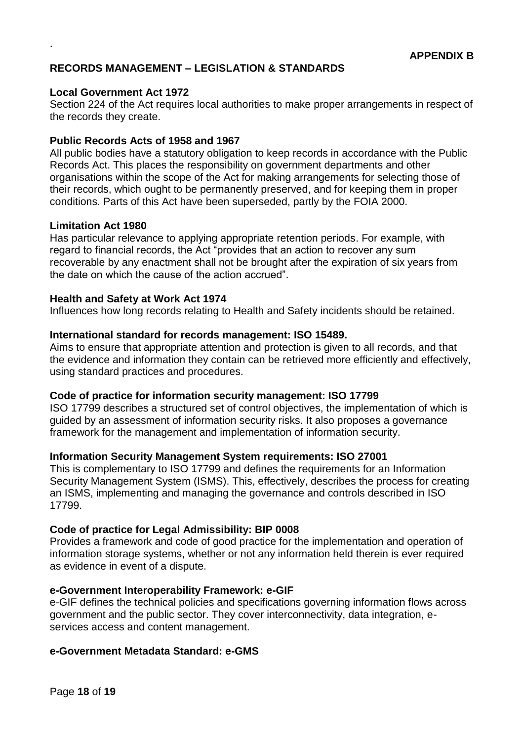**APPENDIX B**

## RECORDS MANAGEMENT – LEGISLATION & STANDARDS

**Local Government Act 1972**

Section 224 of the Act requires local authorities to make proper arrangements in respect of the records they create.

**Public Records Acts of 1958 and 1967**

All public bodies have a statutory obligation to keep records in accordance with the Public Records Act. This places the responsibility on government departments and other organisations within the scope of the Act for making arrangements for selecting those of their records, which ought to be permanently preserved, and for keeping them in proper conditions. Parts of this Act have been superseded, partly by the FOIA 2000.

**Limitation Act 1980**

Has particular relevance to applying appropriate retention periods. For example, with regard to financial records, the Act "provides that an action to recover any sum recoverable by any enactment shall not be brought after the expiration of six years from the date on which the cause of the action accrued".

**Health and Safety at Work Act 1974**

Influences how long records relating to Health and Safety incidents should be retained.

**International standard for records management: ISO 15489.**

Aims to ensure that appropriate attention and protection is given to all records, and that the evidence and information they contain can be retrieved more efficiently and effectively, using standard practices and procedures.

**Code of practice for information security management: ISO 17799**

ISO 17799 describes a structured set of control objectives, the implementation of which is guided by an assessment of information security risks. It also proposes a governance framework for the management and implementation of information security.

**Information Security Management System requirements: ISO 27001**

This is complementary to ISO 17799 and defines the requirements for an Information Security Management System (ISMS). This, effectively, describes the process for creating an ISMS, implementing and managing the governance and controls described in ISO 17799.

**Code of practice for Legal Admissibility: BIP 0008**

Provides a framework and code of good practice for the implementation and operation of information storage systems, whether or not any information held therein is ever required as evidence in event of a dispute.

**e-Government Interoperability Framework: e-GIF**

e-GIF defines the technical policies and specifications governing information flows across government and the public sector. They cover interconnectivity, data integration, e-services access and content management.

**e-Government Metadata Standard: e-GMS**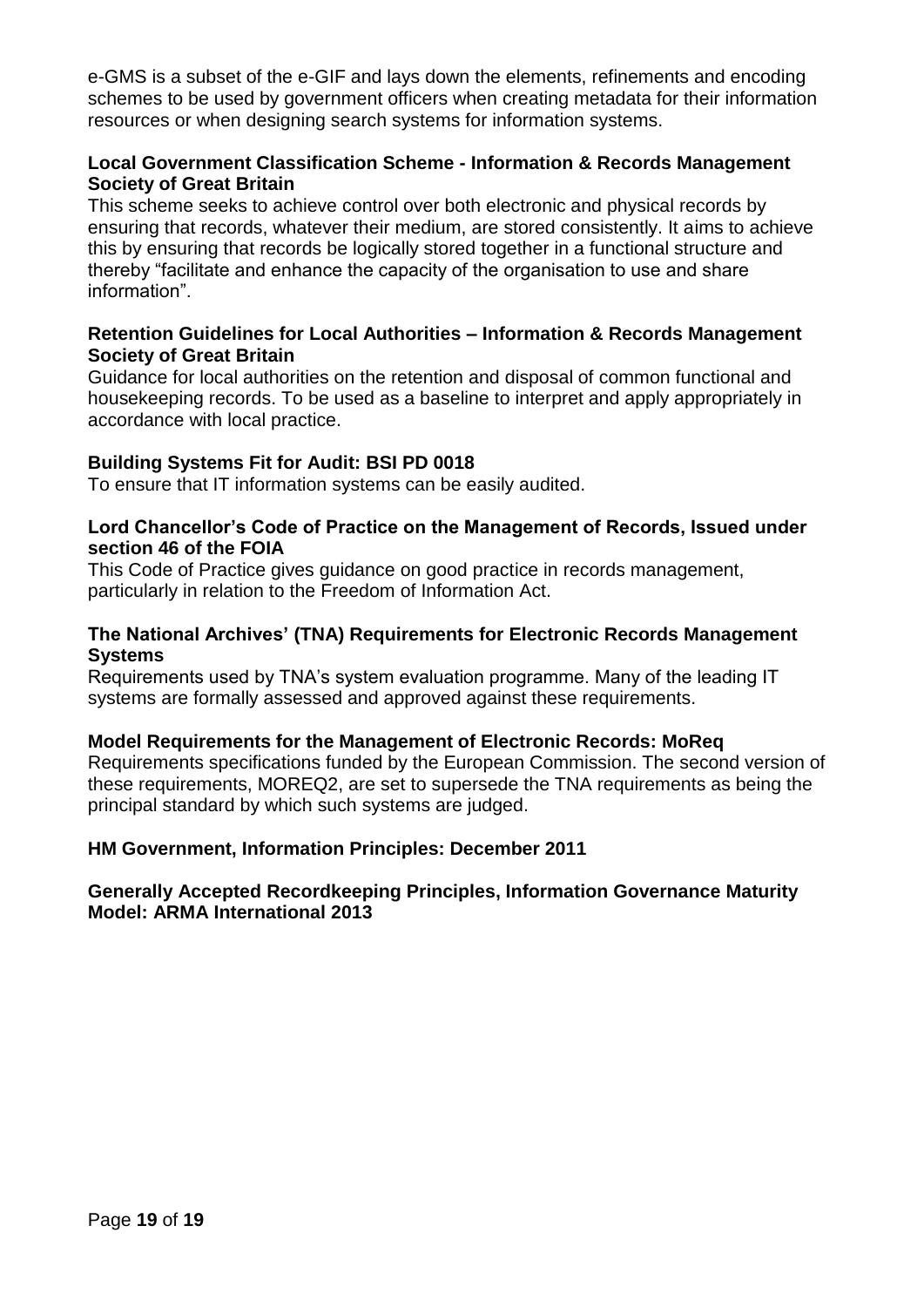e-GMS is a subset of the e-GIF and lays down the elements, refinements and encoding schemes to be used by government officers when creating metadata for their information resources or when designing search systems for information systems.

**Local Government Classification Scheme - Information & Records Management Society of Great Britain**

This scheme seeks to achieve control over both electronic and physical records by ensuring that records, whatever their medium, are stored consistently. It aims to achieve this by ensuring that records be logically stored together in a functional structure and thereby "facilitate and enhance the capacity of the organisation to use and share information".

**Retention Guidelines for Local Authorities – Information & Records Management Society of Great Britain**

Guidance for local authorities on the retention and disposal of common functional and housekeeping records. To be used as a baseline to interpret and apply appropriately in accordance with local practice.

**Building Systems Fit for Audit: BSI PD 0018**

To ensure that IT information systems can be easily audited.

**Lord Chancellor's Code of Practice on the Management of Records, Issued under section 46 of the FOIA**

This Code of Practice gives guidance on good practice in records management, particularly in relation to the Freedom of Information Act.

**The National Archives' (TNA) Requirements for Electronic Records Management Systems**

Requirements used by TNA's system evaluation programme. Many of the leading IT systems are formally assessed and approved against these requirements.

**Model Requirements for the Management of Electronic Records: MoReq**

Requirements specifications funded by the European Commission. The second version of these requirements, MOREQ2, are set to supersede the TNA requirements as being the principal standard by which such systems are judged.

**HM Government, Information Principles: December 2011**

**Generally Accepted Recordkeeping Principles, Information Governance Maturity Model: ARMA International 2013**